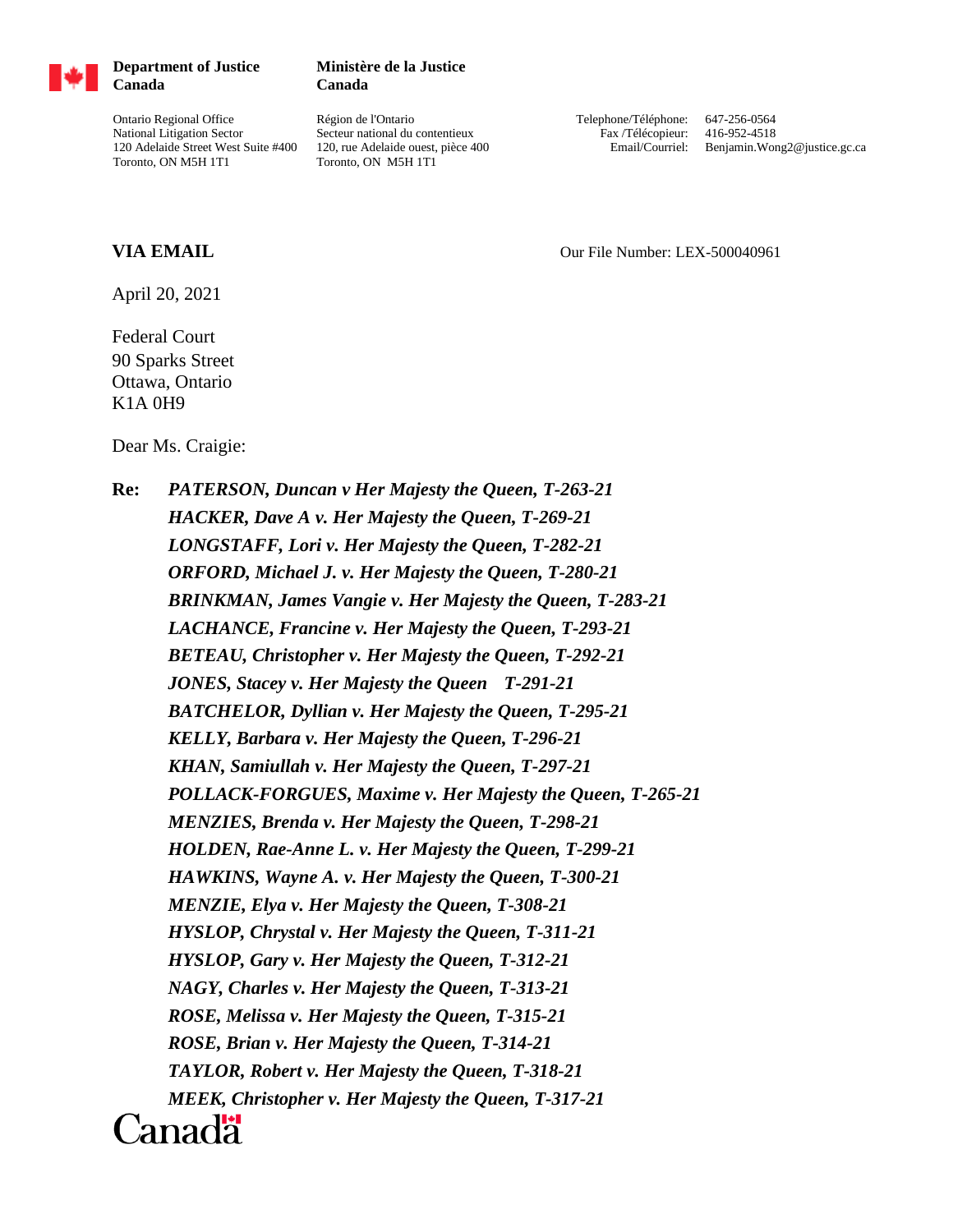**Department of Justice Canada** | **Ministère de la Justice Canada**

Ontario Regional Office
National Litigation Sector
120 Adelaide Street West Suite #400
Toronto, ON M5H 1T1

Région de l'Ontario
Secteur national du contentieux
120, rue Adelaide ouest, pièce 400
Toronto, ON M5H 1T1

Telephone/Téléphone: 647-256-0564
Fax /Télécopieur: 416-952-4518
Email/Courriel: Benjamin.Wong2@justice.gc.ca

**VIA EMAIL**

Our File Number: LEX-500040961

April 20, 2021

Federal Court
90 Sparks Street
Ottawa, Ontario
K1A 0H9

Dear Ms. Craigie:

**Re:** ***PATERSON, Duncan v Her Majesty the Queen, T-263-21***
***HACKER, Dave A v. Her Majesty the Queen, T-269-21***
***LONGSTAFF, Lori v. Her Majesty the Queen, T-282-21***
***ORFORD, Michael J. v. Her Majesty the Queen, T-280-21***
***BRINKMAN, James Vangie v. Her Majesty the Queen, T-283-21***
***LACHANCE, Francine v. Her Majesty the Queen, T-293-21***
***BETEAU, Christopher v. Her Majesty the Queen, T-292-21***
***JONES, Stacey v. Her Majesty the Queen T-291-21***
***BATCHELOR, Dyllian v. Her Majesty the Queen, T-295-21***
***KELLY, Barbara v. Her Majesty the Queen, T-296-21***
***KHAN, Samiullah v. Her Majesty the Queen, T-297-21***
***POLLACK-FORGUES, Maxime v. Her Majesty the Queen, T-265-21***
***MENZIES, Brenda v. Her Majesty the Queen, T-298-21***
***HOLDEN, Rae-Anne L. v. Her Majesty the Queen, T-299-21***
***HAWKINS, Wayne A. v. Her Majesty the Queen, T-300-21***
***MENZIE, Elya v. Her Majesty the Queen, T-308-21***
***HYSLOP, Chrystal v. Her Majesty the Queen, T-311-21***
***HYSLOP, Gary v. Her Majesty the Queen, T-312-21***
***NAGY, Charles v. Her Majesty the Queen, T-313-21***
***ROSE, Melissa v. Her Majesty the Queen, T-315-21***
***ROSE, Brian v. Her Majesty the Queen, T-314-21***
***TAYLOR, Robert v. Her Majesty the Queen, T-318-21***
***MEEK, Christopher v. Her Majesty the Queen, T-317-21***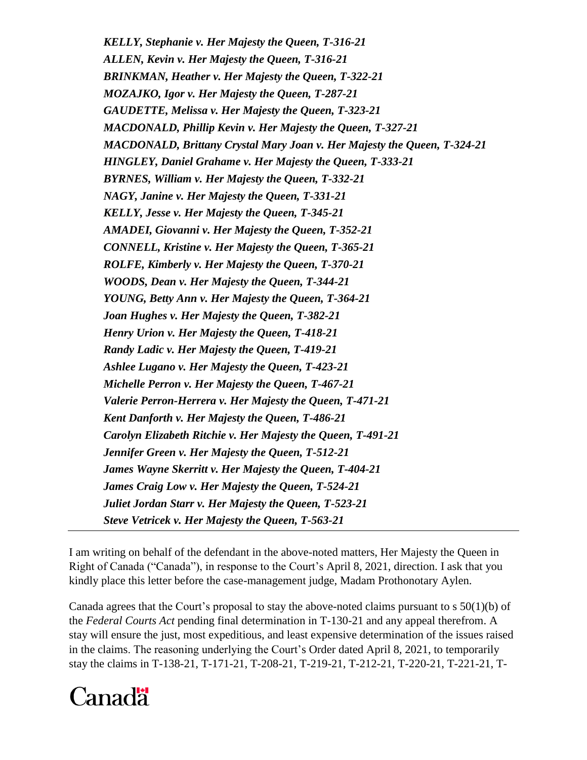***KELLY, Stephanie v. Her Majesty the Queen, T-316-21***
***ALLEN, Kevin v. Her Majesty the Queen, T-316-21***
***BRINKMAN, Heather v. Her Majesty the Queen, T-322-21***
***MOZAJKO, Igor v. Her Majesty the Queen, T-287-21***
***GAUDETTE, Melissa v. Her Majesty the Queen, T-323-21***
***MACDONALD, Phillip Kevin v. Her Majesty the Queen, T-327-21***
***MACDONALD, Brittany Crystal Mary Joan v. Her Majesty the Queen, T-324-21***
***HINGLEY, Daniel Grahame v. Her Majesty the Queen, T-333-21***
***BYRNES, William v. Her Majesty the Queen, T-332-21***
***NAGY, Janine v. Her Majesty the Queen, T-331-21***
***KELLY, Jesse v. Her Majesty the Queen, T-345-21***
***AMADEI, Giovanni v. Her Majesty the Queen, T-352-21***
***CONNELL, Kristine v. Her Majesty the Queen, T-365-21***
***ROLFE, Kimberly v. Her Majesty the Queen, T-370-21***
***WOODS, Dean v. Her Majesty the Queen, T-344-21***
***YOUNG, Betty Ann v. Her Majesty the Queen, T-364-21***
***Joan Hughes v. Her Majesty the Queen, T-382-21***
***Henry Urion v. Her Majesty the Queen, T-418-21***
***Randy Ladic v. Her Majesty the Queen, T-419-21***
***Ashlee Lugano v. Her Majesty the Queen, T-423-21***
***Michelle Perron v. Her Majesty the Queen, T-467-21***
***Valerie Perron-Herrera v. Her Majesty the Queen, T-471-21***
***Kent Danforth v. Her Majesty the Queen, T-486-21***
***Carolyn Elizabeth Ritchie v. Her Majesty the Queen, T-491-21***
***Jennifer Green v. Her Majesty the Queen, T-512-21***
***James Wayne Skerritt v. Her Majesty the Queen, T-404-21***
***James Craig Low v. Her Majesty the Queen, T-524-21***
***Juliet Jordan Starr v. Her Majesty the Queen, T-523-21***
***Steve Vetricek v. Her Majesty the Queen, T-563-21***

---

I am writing on behalf of the defendant in the above-noted matters, Her Majesty the Queen in Right of Canada ("Canada"), in response to the Court's April 8, 2021, direction. I ask that you kindly place this letter before the case-management judge, Madam Prothonotary Aylen.

Canada agrees that the Court's proposal to stay the above-noted claims pursuant to s 50(1)(b) of the *Federal Courts Act* pending final determination in T-130-21 and any appeal therefrom. A stay will ensure the just, most expeditious, and least expensive determination of the issues raised in the claims. The reasoning underlying the Court's Order dated April 8, 2021, to temporarily stay the claims in T-138-21, T-171-21, T-208-21, T-219-21, T-212-21, T-220-21, T-221-21, T-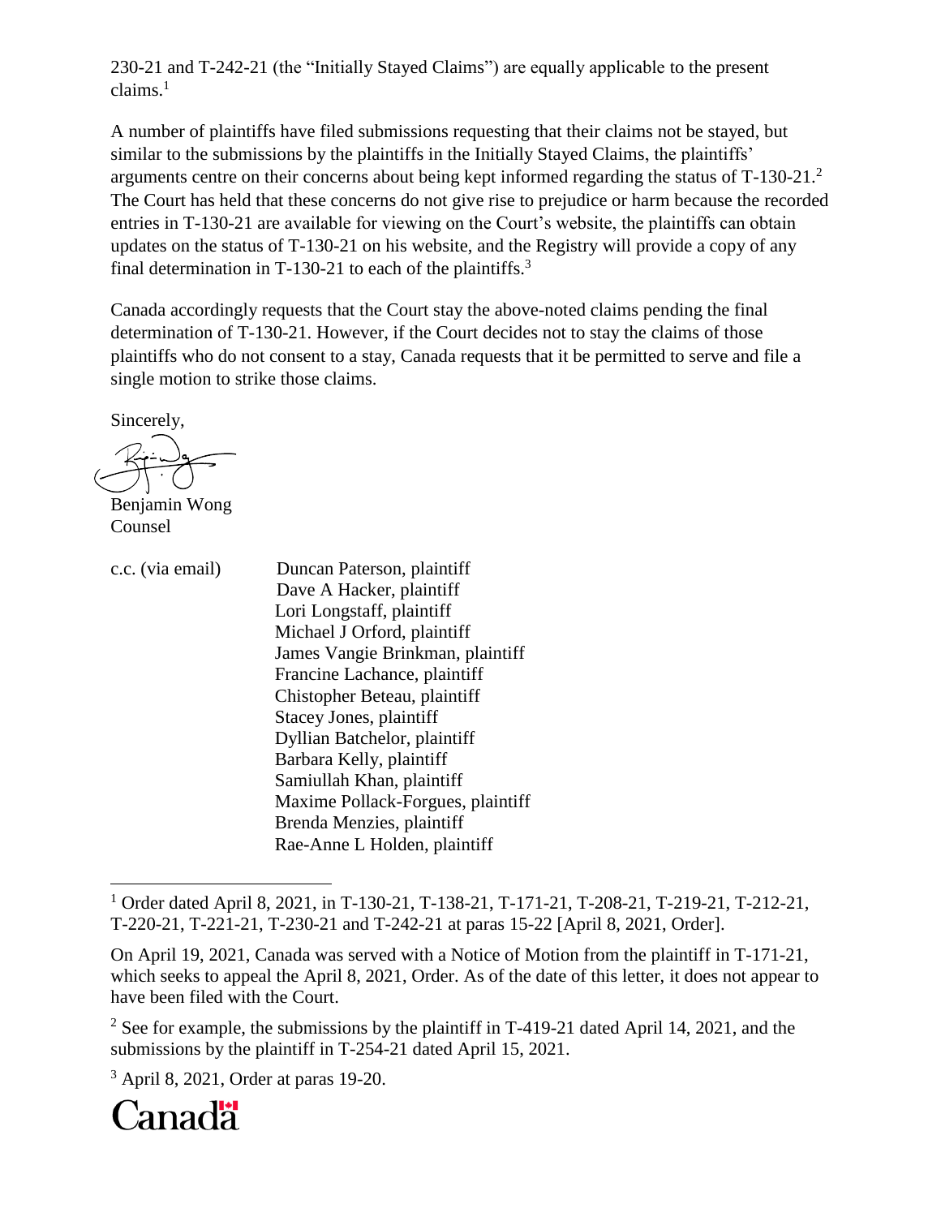230-21 and T-242-21 (the "Initially Stayed Claims") are equally applicable to the present claims.[1]

A number of plaintiffs have filed submissions requesting that their claims not be stayed, but similar to the submissions by the plaintiffs in the Initially Stayed Claims, the plaintiffs' arguments centre on their concerns about being kept informed regarding the status of T-130-21.[2] The Court has held that these concerns do not give rise to prejudice or harm because the recorded entries in T-130-21 are available for viewing on the Court's website, the plaintiffs can obtain updates on the status of T-130-21 on his website, and the Registry will provide a copy of any final determination in T-130-21 to each of the plaintiffs.[3]

Canada accordingly requests that the Court stay the above-noted claims pending the final determination of T-130-21. However, if the Court decides not to stay the claims of those plaintiffs who do not consent to a stay, Canada requests that it be permitted to serve and file a single motion to strike those claims.

Sincerely,

Benjamin Wong
Counsel

c.c. (via email)
Duncan Paterson, plaintiff
Dave A Hacker, plaintiff
Lori Longstaff, plaintiff
Michael J Orford, plaintiff
James Vangie Brinkman, plaintiff
Francine Lachance, plaintiff
Chistopher Beteau, plaintiff
Stacey Jones, plaintiff
Dyllian Batchelor, plaintiff
Barbara Kelly, plaintiff
Samiullah Khan, plaintiff
Maxime Pollack-Forgues, plaintiff
Brenda Menzies, plaintiff
Rae-Anne L Holden, plaintiff

---

[1] Order dated April 8, 2021, in T-130-21, T-138-21, T-171-21, T-208-21, T-219-21, T-212-21, T-220-21, T-221-21, T-230-21 and T-242-21 at paras 15-22 [April 8, 2021, Order].

On April 19, 2021, Canada was served with a Notice of Motion from the plaintiff in T-171-21, which seeks to appeal the April 8, 2021, Order. As of the date of this letter, it does not appear to have been filed with the Court.

[2] See for example, the submissions by the plaintiff in T-419-21 dated April 14, 2021, and the submissions by the plaintiff in T-254-21 dated April 15, 2021.

[3] April 8, 2021, Order at paras 19-20.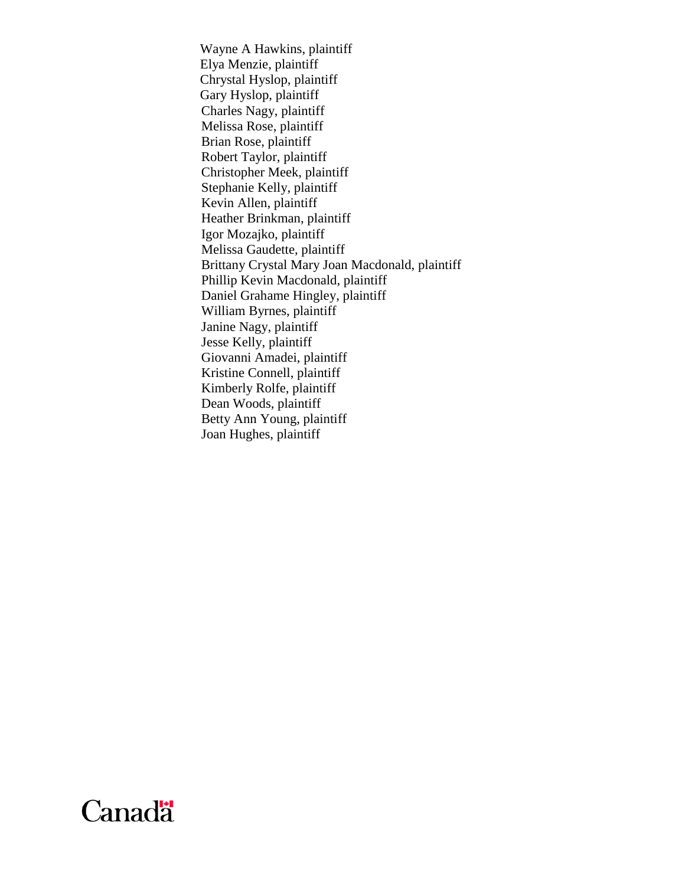Wayne A Hawkins, plaintiff
Elya Menzie, plaintiff
Chrystal Hyslop, plaintiff
Gary Hyslop, plaintiff
Charles Nagy, plaintiff
Melissa Rose, plaintiff
Brian Rose, plaintiff
Robert Taylor, plaintiff
Christopher Meek, plaintiff
Stephanie Kelly, plaintiff
Kevin Allen, plaintiff
Heather Brinkman, plaintiff
Igor Mozajko, plaintiff
Melissa Gaudette, plaintiff
Brittany Crystal Mary Joan Macdonald, plaintiff
Phillip Kevin Macdonald, plaintiff
Daniel Grahame Hingley, plaintiff
William Byrnes, plaintiff
Janine Nagy, plaintiff
Jesse Kelly, plaintiff
Giovanni Amadei, plaintiff
Kristine Connell, plaintiff
Kimberly Rolfe, plaintiff
Dean Woods, plaintiff
Betty Ann Young, plaintiff
Joan Hughes, plaintiff